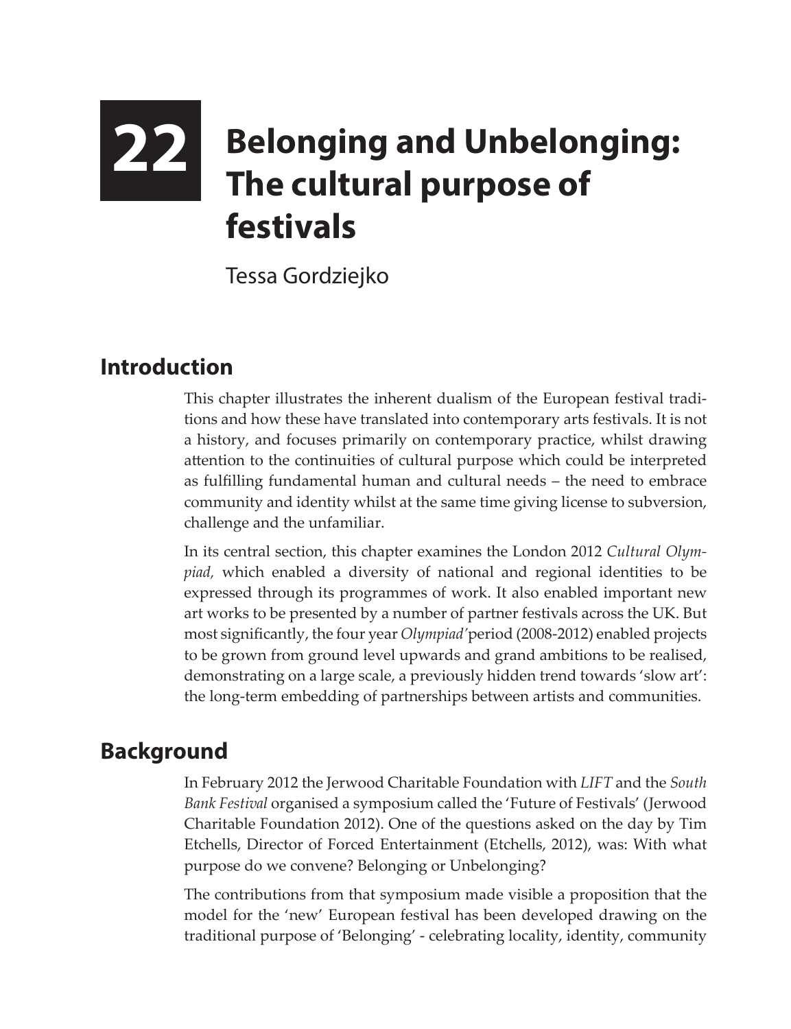# 22 Belonging and Unbelonging: The cultural purpose of festivals

Tessa Gordziejko

## Introduction

This chapter illustrates the inherent dualism of the European festival traditions and how these have translated into contemporary arts festivals. It is not a history, and focuses primarily on contemporary practice, whilst drawing attention to the continuities of cultural purpose which could be interpreted as fulfilling fundamental human and cultural needs – the need to embrace community and identity whilst at the same time giving license to subversion, challenge and the unfamiliar.

In its central section, this chapter examines the London 2012 *Cultural Olympiad,* which enabled a diversity of national and regional identities to be expressed through its programmes of work. It also enabled important new art works to be presented by a number of partner festivals across the UK. But most significantly, the four year *Olympiad'* period (2008-2012) enabled projects to be grown from ground level upwards and grand ambitions to be realised, demonstrating on a large scale, a previously hidden trend towards 'slow art': the long-term embedding of partnerships between artists and communities.

## Background

In February 2012 the Jerwood Charitable Foundation with *LIFT* and the *South Bank Festival* organised a symposium called the 'Future of Festivals' (Jerwood Charitable Foundation 2012). One of the questions asked on the day by Tim Etchells, Director of Forced Entertainment (Etchells, 2012), was: With what purpose do we convene? Belonging or Unbelonging?

The contributions from that symposium made visible a proposition that the model for the 'new' European festival has been developed drawing on the traditional purpose of 'Belonging' - celebrating locality, identity, community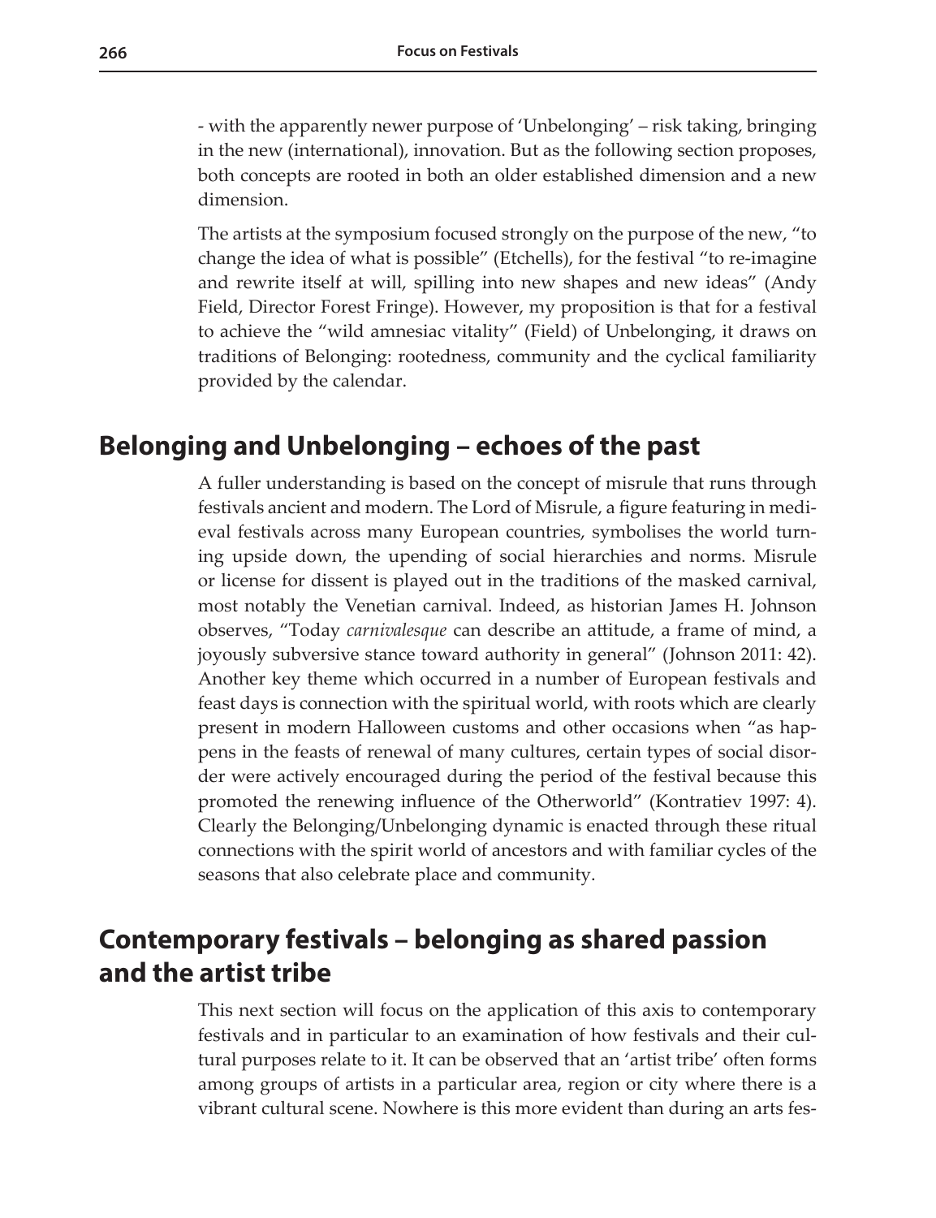- with the apparently newer purpose of 'Unbelonging' – risk taking, bringing in the new (international), innovation. But as the following section proposes, both concepts are rooted in both an older established dimension and a new dimension.

The artists at the symposium focused strongly on the purpose of the new, "to change the idea of what is possible" (Etchells), for the festival "to re-imagine and rewrite itself at will, spilling into new shapes and new ideas" (Andy Field, Director Forest Fringe). However, my proposition is that for a festival to achieve the "wild amnesiac vitality" (Field) of Unbelonging, it draws on traditions of Belonging: rootedness, community and the cyclical familiarity provided by the calendar.

## Belonging and Unbelonging – echoes of the past

A fuller understanding is based on the concept of misrule that runs through festivals ancient and modern. The Lord of Misrule, a figure featuring in medieval festivals across many European countries, symbolises the world turning upside down, the upending of social hierarchies and norms. Misrule or license for dissent is played out in the traditions of the masked carnival, most notably the Venetian carnival. Indeed, as historian James H. Johnson observes, "Today *carnivalesque* can describe an attitude, a frame of mind, a joyously subversive stance toward authority in general" (Johnson 2011: 42). Another key theme which occurred in a number of European festivals and feast days is connection with the spiritual world, with roots which are clearly present in modern Halloween customs and other occasions when "as happens in the feasts of renewal of many cultures, certain types of social disorder were actively encouraged during the period of the festival because this promoted the renewing influence of the Otherworld" (Kontratiev 1997: 4). Clearly the Belonging/Unbelonging dynamic is enacted through these ritual connections with the spirit world of ancestors and with familiar cycles of the seasons that also celebrate place and community.

## Contemporary festivals – belonging as shared passion and the artist tribe

This next section will focus on the application of this axis to contemporary festivals and in particular to an examination of how festivals and their cultural purposes relate to it. It can be observed that an 'artist tribe' often forms among groups of artists in a particular area, region or city where there is a vibrant cultural scene. Nowhere is this more evident than during an arts fes-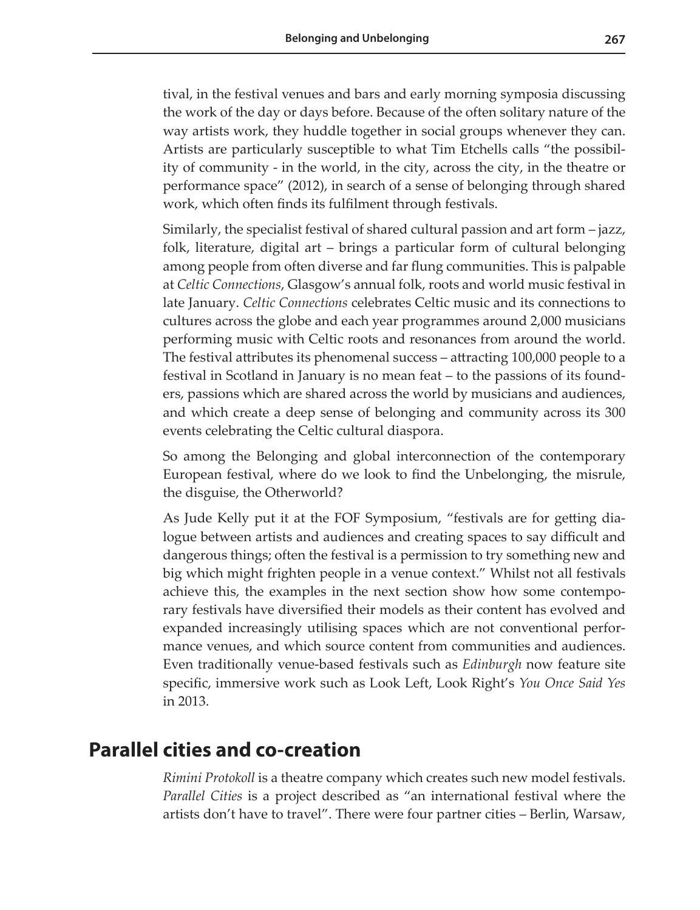tival, in the festival venues and bars and early morning symposia discussing the work of the day or days before. Because of the often solitary nature of the way artists work, they huddle together in social groups whenever they can. Artists are particularly susceptible to what Tim Etchells calls "the possibility of community - in the world, in the city, across the city, in the theatre or performance space" (2012), in search of a sense of belonging through shared work, which often finds its fulfilment through festivals.

Similarly, the specialist festival of shared cultural passion and art form – jazz, folk, literature, digital art – brings a particular form of cultural belonging among people from often diverse and far flung communities. This is palpable at *Celtic Connections*, Glasgow's annual folk, roots and world music festival in late January. *Celtic Connections* celebrates Celtic music and its connections to cultures across the globe and each year programmes around 2,000 musicians performing music with Celtic roots and resonances from around the world. The festival attributes its phenomenal success – attracting 100,000 people to a festival in Scotland in January is no mean feat – to the passions of its founders, passions which are shared across the world by musicians and audiences, and which create a deep sense of belonging and community across its 300 events celebrating the Celtic cultural diaspora.

So among the Belonging and global interconnection of the contemporary European festival, where do we look to find the Unbelonging, the misrule, the disguise, the Otherworld?

As Jude Kelly put it at the FOF Symposium, "festivals are for getting dialogue between artists and audiences and creating spaces to say difficult and dangerous things; often the festival is a permission to try something new and big which might frighten people in a venue context." Whilst not all festivals achieve this, the examples in the next section show how some contemporary festivals have diversified their models as their content has evolved and expanded increasingly utilising spaces which are not conventional performance venues, and which source content from communities and audiences. Even traditionally venue-based festivals such as *Edinburgh* now feature site specific, immersive work such as Look Left, Look Right's *You Once Said Yes* in 2013.

## Parallel cities and co-creation

*Rimini Protokoll* is a theatre company which creates such new model festivals. *Parallel Cities* is a project described as "an international festival where the artists don't have to travel". There were four partner cities – Berlin, Warsaw,